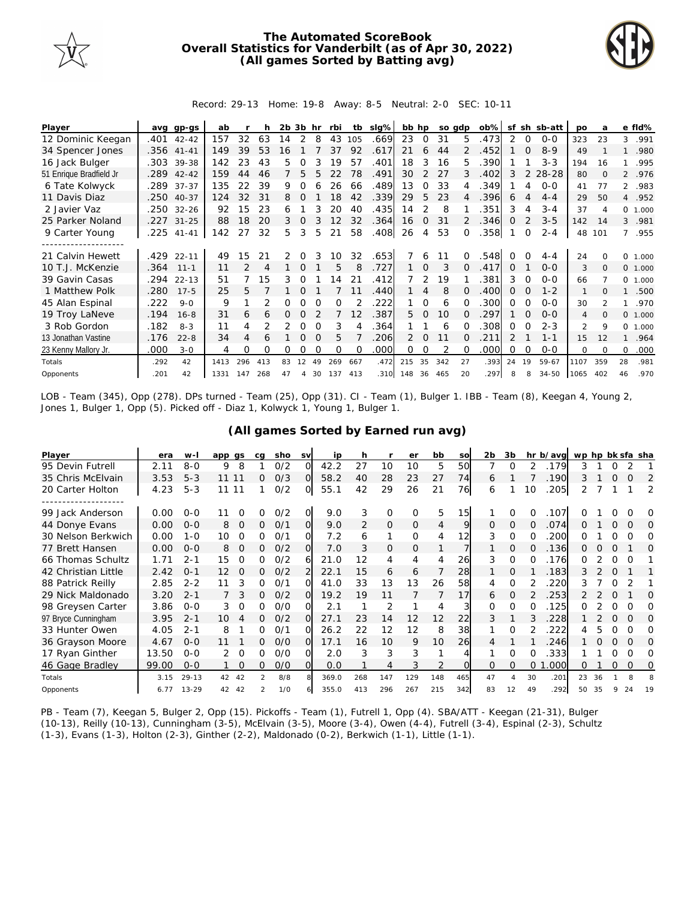# The Automated ScoreBook
## Overall Statistics for Vanderbilt (as of Apr 30, 2022)
### (All games Sorted by Batting avg)

Record: 29-13 Home: 19-8 Away: 8-5 Neutral: 2-0 SEC: 10-11

| Player | avg | gp-gs | ab | r | h | 2b | 3b | hr | rbi | tb | slg% | bb | hp | so | gdp | ob% | sf | sh | sb-att | po | a | e | fld% |
|---|---|---|---|---|---|---|---|---|---|---|---|---|---|---|---|---|---|---|---|---|---|---|---|
| 12 Dominic Keegan | .401 | 42-42 | 157 | 32 | 63 | 14 | 2 | 8 | 43 | 105 | .669 | 23 | 0 | 31 | 5 | .473 | 2 | 0 | 0-0 | 323 | 23 | 3 | .991 |
| 34 Spencer Jones | .356 | 41-41 | 149 | 39 | 53 | 16 | 1 | 7 | 37 | 92 | .617 | 21 | 6 | 44 | 2 | .452 | 1 | 0 | 8-9 | 49 | 1 | 1 | .980 |
| 16 Jack Bulger | .303 | 39-38 | 142 | 23 | 43 | 5 | 0 | 3 | 19 | 57 | .401 | 18 | 3 | 16 | 5 | .390 | 1 | 1 | 3-3 | 194 | 16 | 1 | .995 |
| 51 Enrique Bradfield Jr | .289 | 42-42 | 159 | 44 | 46 | 7 | 5 | 5 | 22 | 78 | .491 | 30 | 2 | 27 | 3 | .402 | 3 | 2 | 28-28 | 80 | 0 | 2 | .976 |
| 6 Tate Kolwyck | .289 | 37-37 | 135 | 22 | 39 | 9 | 0 | 6 | 26 | 66 | .489 | 13 | 0 | 33 | 4 | .349 | 1 | 4 | 0-0 | 41 | 77 | 2 | .983 |
| 11 Davis Diaz | .250 | 40-37 | 124 | 32 | 31 | 8 | 0 | 1 | 18 | 42 | .339 | 29 | 5 | 23 | 4 | .396 | 6 | 4 | 4-4 | 29 | 50 | 4 | .952 |
| 2 Javier Vaz | .250 | 32-26 | 92 | 15 | 23 | 6 | 1 | 3 | 20 | 40 | .435 | 14 | 2 | 8 | 1 | .351 | 3 | 4 | 3-4 | 37 | 4 | 0 | 1.000 |
| 25 Parker Noland | .227 | 31-25 | 88 | 18 | 20 | 3 | 0 | 3 | 12 | 32 | .364 | 16 | 0 | 31 | 2 | .346 | 0 | 2 | 3-5 | 142 | 14 | 3 | .981 |
| 9 Carter Young | .225 | 41-41 | 142 | 27 | 32 | 5 | 3 | 5 | 21 | 58 | .408 | 26 | 4 | 53 | 0 | .358 | 1 | 0 | 2-4 | 48 | 101 | 7 | .955 |
| 21 Calvin Hewett | .429 | 22-11 | 49 | 15 | 21 | 2 | 0 | 3 | 10 | 32 | .653 | 7 | 6 | 11 | 0 | .548 | 0 | 0 | 4-4 | 24 | 0 | 0 | 1.000 |
| 10 T.J. McKenzie | .364 | 11-1 | 11 | 2 | 4 | 1 | 0 | 1 | 5 | 8 | .727 | 1 | 0 | 3 | 0 | .417 | 0 | 1 | 0-0 | 3 | 0 | 0 | 1.000 |
| 39 Gavin Casas | .294 | 22-13 | 51 | 7 | 15 | 3 | 0 | 1 | 14 | 21 | .412 | 7 | 2 | 19 | 1 | .381 | 3 | 0 | 0-0 | 66 | 7 | 0 | 1.000 |
| 1 Matthew Polk | .280 | 17-5 | 25 | 5 | 7 | 1 | 0 | 1 | 7 | 11 | .440 | 1 | 4 | 8 | 0 | .400 | 0 | 0 | 1-2 | 1 | 0 | 1 | .500 |
| 45 Alan Espinal | .222 | 9-0 | 9 | 1 | 2 | 0 | 0 | 0 | 0 | 2 | .222 | 1 | 0 | 6 | 0 | .300 | 0 | 0 | 0-0 | 30 | 2 | 1 | .970 |
| 19 Troy LaNeve | .194 | 16-8 | 31 | 6 | 6 | 0 | 0 | 2 | 7 | 12 | .387 | 5 | 0 | 10 | 0 | .297 | 1 | 0 | 0-0 | 4 | 0 | 0 | 1.000 |
| 3 Rob Gordon | .182 | 8-3 | 11 | 4 | 2 | 2 | 0 | 0 | 3 | 4 | .364 | 1 | 1 | 6 | 0 | .308 | 0 | 0 | 2-3 | 2 | 9 | 0 | 1.000 |
| 13 Jonathan Vastine | .176 | 22-8 | 34 | 4 | 6 | 1 | 0 | 0 | 5 | 7 | .206 | 2 | 0 | 11 | 0 | .211 | 2 | 1 | 1-1 | 15 | 12 | 1 | .964 |
| 23 Kenny Mallory Jr. | .000 | 3-0 | 4 | 0 | 0 | 0 | 0 | 0 | 0 | 0 | .000 | 0 | 0 | 2 | 0 | .000 | 0 | 0 | 0-0 | 0 | 0 | 0 | .000 |
| Totals | .292 | 42 | 1413 | 296 | 413 | 83 | 12 | 49 | 269 | 667 | .472 | 215 | 35 | 342 | 27 | .393 | 24 | 19 | 59-67 | 1107 | 359 | 28 | .981 |
| Opponents | .201 | 42 | 1331 | 147 | 268 | 47 | 4 | 30 | 137 | 413 | .310 | 148 | 36 | 465 | 20 | .297 | 8 | 8 | 34-50 | 1065 | 402 | 46 | .970 |

LOB - Team (345), Opp (278). DPs turned - Team (25), Opp (31). CI - Team (1), Bulger 1. IBB - Team (8), Keegan 4, Young 2, Jones 1, Bulger 1, Opp (5). Picked off - Diaz 1, Kolwyck 1, Young 1, Bulger 1.

### (All games Sorted by Earned run avg)

| Player | era | w-l | app | gs | cg | sho | sv | ip | h | r | er | bb | so | 2b | 3b | hr | b/avg | wp | hp | bk | sfa | sha |
|---|---|---|---|---|---|---|---|---|---|---|---|---|---|---|---|---|---|---|---|---|---|---|
| 95 Devin Futrell | 2.11 | 8-0 | 9 | 8 | 1 | 0/2 | 0 | 42.2 | 27 | 10 | 10 | 5 | 50 | 7 | 0 | 2 | .179 | 3 | 1 | 0 | 2 | 1 |
| 35 Chris McElvain | 3.53 | 5-3 | 11 | 11 | 0 | 0/3 | 0 | 58.2 | 40 | 28 | 23 | 27 | 74 | 6 | 1 | 7 | .190 | 3 | 1 | 0 | 0 | 2 |
| 20 Carter Holton | 4.23 | 5-3 | 11 | 11 | 1 | 0/2 | 0 | 55.1 | 42 | 29 | 26 | 21 | 76 | 6 | 1 | 10 | .205 | 2 | 7 | 1 | 1 | 2 |
| 99 Jack Anderson | 0.00 | 0-0 | 11 | 0 | 0 | 0/2 | 0 | 9.0 | 3 | 0 | 0 | 5 | 15 | 1 | 0 | 0 | .107 | 0 | 1 | 0 | 0 | 0 |
| 44 Donye Evans | 0.00 | 0-0 | 8 | 0 | 0 | 0/1 | 0 | 9.0 | 2 | 0 | 0 | 4 | 9 | 0 | 0 | 0 | .074 | 0 | 1 | 0 | 0 | 0 |
| 30 Nelson Berkwich | 0.00 | 1-0 | 10 | 0 | 0 | 0/1 | 0 | 7.2 | 6 | 1 | 0 | 4 | 12 | 3 | 0 | 0 | .200 | 0 | 1 | 0 | 0 | 0 |
| 77 Brett Hansen | 0.00 | 0-0 | 8 | 0 | 0 | 0/2 | 0 | 7.0 | 3 | 0 | 0 | 1 | 7 | 1 | 0 | 0 | .136 | 0 | 0 | 0 | 1 | 0 |
| 66 Thomas Schultz | 1.71 | 2-1 | 15 | 0 | 0 | 0/2 | 6 | 21.0 | 12 | 4 | 4 | 4 | 26 | 3 | 0 | 0 | .176 | 0 | 2 | 0 | 0 | 1 |
| 42 Christian Little | 2.42 | 0-1 | 12 | 0 | 0 | 0/2 | 2 | 22.1 | 15 | 6 | 6 | 7 | 28 | 1 | 0 | 1 | .183 | 3 | 2 | 0 | 1 | 1 |
| 88 Patrick Reilly | 2.85 | 2-2 | 11 | 3 | 0 | 0/1 | 0 | 41.0 | 33 | 13 | 13 | 26 | 58 | 4 | 0 | 2 | .220 | 3 | 7 | 0 | 2 | 1 |
| 29 Nick Maldonado | 3.20 | 2-1 | 7 | 3 | 0 | 0/2 | 0 | 19.2 | 19 | 11 | 7 | 7 | 17 | 6 | 0 | 2 | .253 | 2 | 2 | 0 | 1 | 0 |
| 98 Greysen Carter | 3.86 | 0-0 | 3 | 0 | 0 | 0/0 | 0 | 2.1 | 1 | 2 | 1 | 4 | 3 | 0 | 0 | 0 | .125 | 0 | 2 | 0 | 0 | 0 |
| 97 Bryce Cunningham | 3.95 | 2-1 | 10 | 4 | 0 | 0/2 | 0 | 27.1 | 23 | 14 | 12 | 12 | 22 | 3 | 1 | 3 | .228 | 1 | 2 | 0 | 0 | 0 |
| 33 Hunter Owen | 4.05 | 2-1 | 8 | 1 | 0 | 0/1 | 0 | 26.2 | 22 | 12 | 12 | 8 | 38 | 1 | 0 | 2 | .222 | 4 | 5 | 0 | 0 | 0 |
| 36 Grayson Moore | 4.67 | 0-0 | 11 | 1 | 0 | 0/0 | 0 | 17.1 | 16 | 10 | 9 | 10 | 26 | 4 | 1 | 1 | .246 | 1 | 0 | 0 | 0 | 0 |
| 17 Ryan Ginther | 13.50 | 0-0 | 2 | 0 | 0 | 0/0 | 0 | 2.0 | 3 | 3 | 3 | 1 | 4 | 1 | 0 | 0 | .333 | 1 | 1 | 0 | 0 | 0 |
| 46 Gage Bradley | 99.00 | 0-0 | 1 | 0 | 0 | 0/0 | 0 | 0.0 | 1 | 4 | 3 | 2 | 0 | 0 | 0 | 0 | 1.000 | 0 | 1 | 0 | 0 | 0 |
| Totals | 3.15 | 29-13 | 42 | 42 | 2 | 8/8 | 8 | 369.0 | 268 | 147 | 129 | 148 | 465 | 47 | 4 | 30 | .201 | 23 | 36 | 1 | 8 | 8 |
| Opponents | 6.77 | 13-29 | 42 | 42 | 2 | 1/0 | 6 | 355.0 | 413 | 296 | 267 | 215 | 342 | 83 | 12 | 49 | .292 | 50 | 35 | 9 | 24 | 19 |

PB - Team (7), Keegan 5, Bulger 2, Opp (15). Pickoffs - Team (1), Futrell 1, Opp (4). SBA/ATT - Keegan (21-31), Bulger (10-13), Reilly (10-13), Cunningham (3-5), McElvain (3-5), Moore (3-4), Owen (4-4), Futrell (3-4), Espinal (2-3), Schultz (1-3), Evans (1-3), Holton (2-3), Ginther (2-2), Maldonado (0-2), Berkwich (1-1), Little (1-1).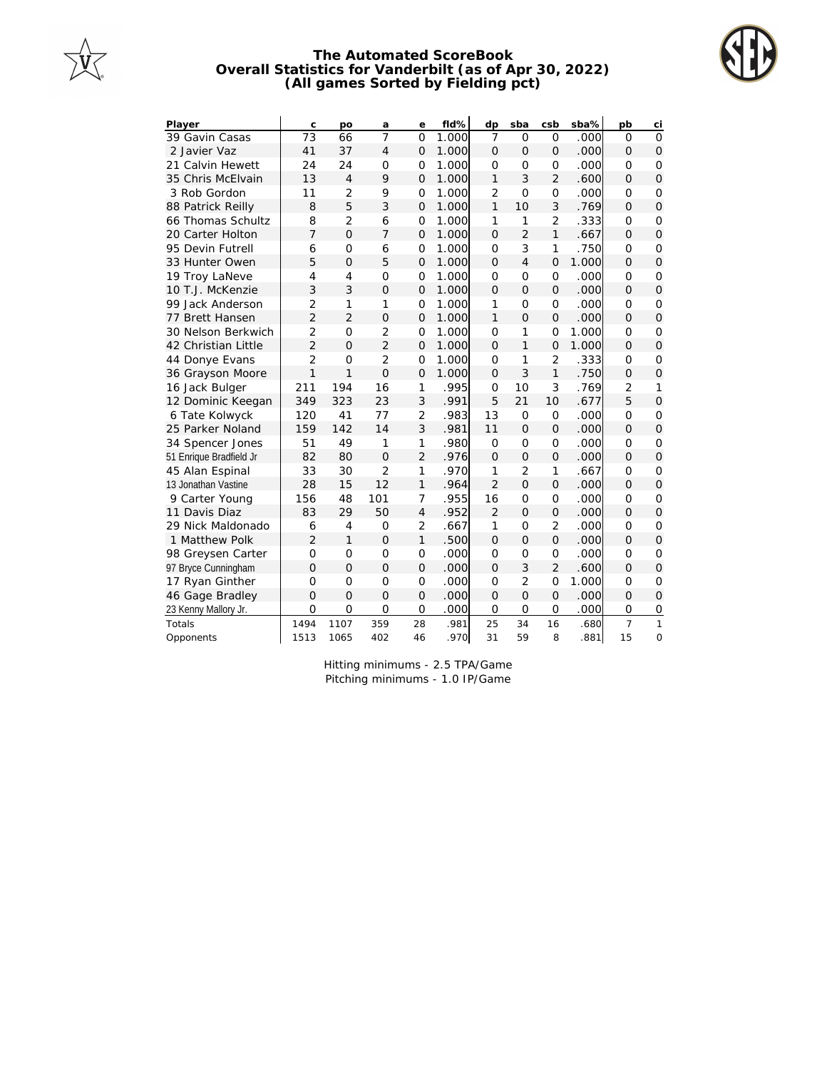# The Automated ScoreBook
## Overall Statistics for Vanderbilt (as of Apr 30, 2022)
### (All games Sorted by Fielding pct)

| Player | c | po | a | e | fld% | dp | sba | csb | sba% | pb | ci |
|---|---|---|---|---|---|---|---|---|---|---|---|
| 39 Gavin Casas | 73 | 66 | 7 | 0 | 1.000 | 7 | 0 | 0 | .000 | 0 | 0 |
| 2 Javier Vaz | 41 | 37 | 4 | 0 | 1.000 | 0 | 0 | 0 | .000 | 0 | 0 |
| 21 Calvin Hewett | 24 | 24 | 0 | 0 | 1.000 | 0 | 0 | 0 | .000 | 0 | 0 |
| 35 Chris McElvain | 13 | 4 | 9 | 0 | 1.000 | 1 | 3 | 2 | .600 | 0 | 0 |
| 3 Rob Gordon | 11 | 2 | 9 | 0 | 1.000 | 2 | 0 | 0 | .000 | 0 | 0 |
| 88 Patrick Reilly | 8 | 5 | 3 | 0 | 1.000 | 1 | 10 | 3 | .769 | 0 | 0 |
| 66 Thomas Schultz | 8 | 2 | 6 | 0 | 1.000 | 1 | 1 | 2 | .333 | 0 | 0 |
| 20 Carter Holton | 7 | 0 | 7 | 0 | 1.000 | 0 | 2 | 1 | .667 | 0 | 0 |
| 95 Devin Futrell | 6 | 0 | 6 | 0 | 1.000 | 0 | 3 | 1 | .750 | 0 | 0 |
| 33 Hunter Owen | 5 | 0 | 5 | 0 | 1.000 | 0 | 4 | 0 | 1.000 | 0 | 0 |
| 19 Troy LaNeve | 4 | 4 | 0 | 0 | 1.000 | 0 | 0 | 0 | .000 | 0 | 0 |
| 10 T.J. McKenzie | 3 | 3 | 0 | 0 | 1.000 | 0 | 0 | 0 | .000 | 0 | 0 |
| 99 Jack Anderson | 2 | 1 | 1 | 0 | 1.000 | 1 | 0 | 0 | .000 | 0 | 0 |
| 77 Brett Hansen | 2 | 2 | 0 | 0 | 1.000 | 1 | 0 | 0 | .000 | 0 | 0 |
| 30 Nelson Berkwich | 2 | 0 | 2 | 0 | 1.000 | 0 | 1 | 0 | 1.000 | 0 | 0 |
| 42 Christian Little | 2 | 0 | 2 | 0 | 1.000 | 0 | 1 | 0 | 1.000 | 0 | 0 |
| 44 Donye Evans | 2 | 0 | 2 | 0 | 1.000 | 0 | 1 | 2 | .333 | 0 | 0 |
| 36 Grayson Moore | 1 | 1 | 0 | 0 | 1.000 | 0 | 3 | 1 | .750 | 0 | 0 |
| 16 Jack Bulger | 211 | 194 | 16 | 1 | .995 | 0 | 10 | 3 | .769 | 2 | 1 |
| 12 Dominic Keegan | 349 | 323 | 23 | 3 | .991 | 5 | 21 | 10 | .677 | 5 | 0 |
| 6 Tate Kolwyck | 120 | 41 | 77 | 2 | .983 | 13 | 0 | 0 | .000 | 0 | 0 |
| 25 Parker Noland | 159 | 142 | 14 | 3 | .981 | 11 | 0 | 0 | .000 | 0 | 0 |
| 34 Spencer Jones | 51 | 49 | 1 | 1 | .980 | 0 | 0 | 0 | .000 | 0 | 0 |
| 51 Enrique Bradfield Jr | 82 | 80 | 0 | 2 | .976 | 0 | 0 | 0 | .000 | 0 | 0 |
| 45 Alan Espinal | 33 | 30 | 2 | 1 | .970 | 1 | 2 | 1 | .667 | 0 | 0 |
| 13 Jonathan Vastine | 28 | 15 | 12 | 1 | .964 | 2 | 0 | 0 | .000 | 0 | 0 |
| 9 Carter Young | 156 | 48 | 101 | 7 | .955 | 16 | 0 | 0 | .000 | 0 | 0 |
| 11 Davis Diaz | 83 | 29 | 50 | 4 | .952 | 2 | 0 | 0 | .000 | 0 | 0 |
| 29 Nick Maldonado | 6 | 4 | 0 | 2 | .667 | 1 | 0 | 2 | .000 | 0 | 0 |
| 1 Matthew Polk | 2 | 1 | 0 | 1 | .500 | 0 | 0 | 0 | .000 | 0 | 0 |
| 98 Greysen Carter | 0 | 0 | 0 | 0 | .000 | 0 | 0 | 0 | .000 | 0 | 0 |
| 97 Bryce Cunningham | 0 | 0 | 0 | 0 | .000 | 0 | 3 | 2 | .600 | 0 | 0 |
| 17 Ryan Ginther | 0 | 0 | 0 | 0 | .000 | 0 | 2 | 0 | 1.000 | 0 | 0 |
| 46 Gage Bradley | 0 | 0 | 0 | 0 | .000 | 0 | 0 | 0 | .000 | 0 | 0 |
| 23 Kenny Mallory Jr. | 0 | 0 | 0 | 0 | .000 | 0 | 0 | 0 | .000 | 0 | 0 |
| Totals | 1494 | 1107 | 359 | 28 | .981 | 25 | 34 | 16 | .680 | 7 | 1 |
| Opponents | 1513 | 1065 | 402 | 46 | .970 | 31 | 59 | 8 | .881 | 15 | 0 |

Hitting minimums - 2.5 TPA/Game
Pitching minimums - 1.0 IP/Game